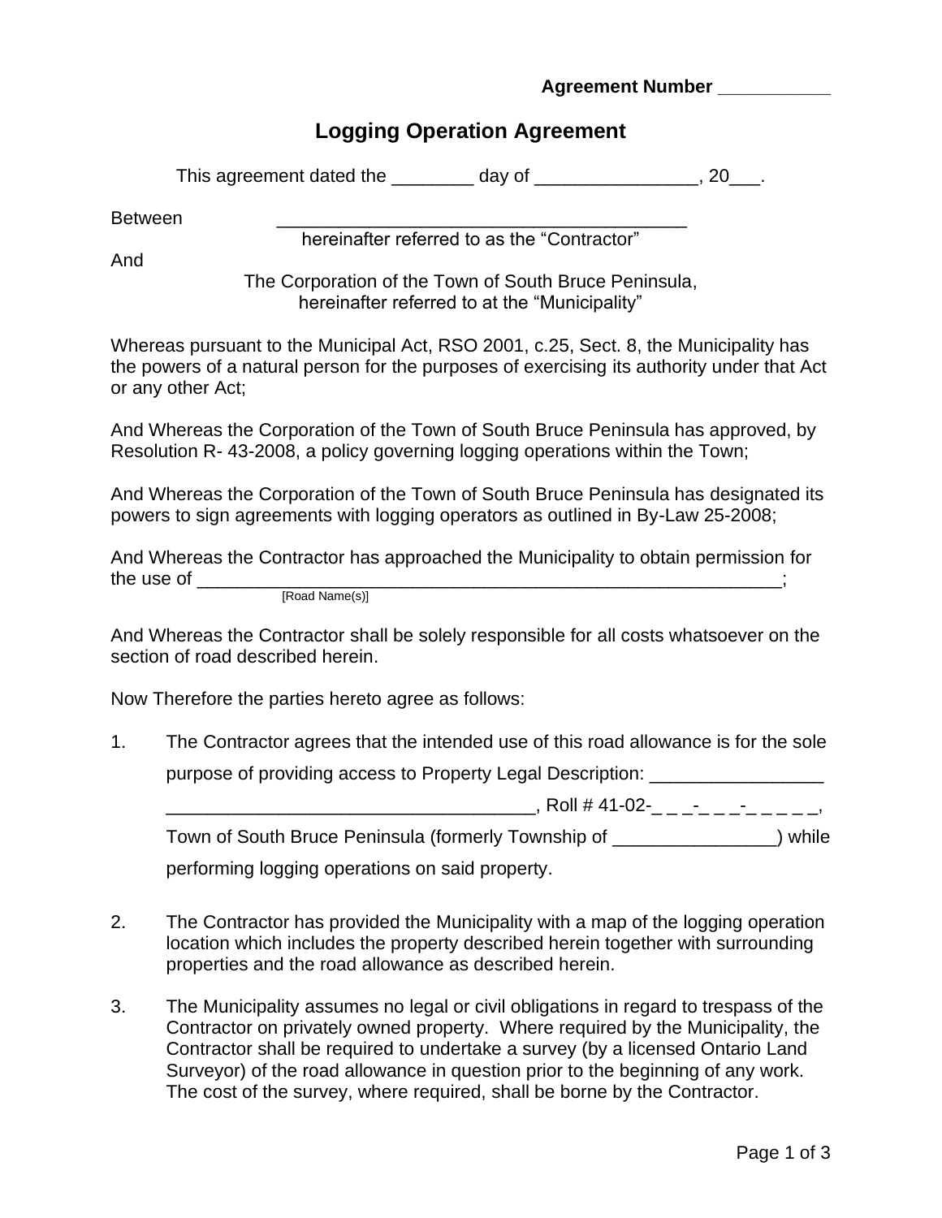**Agreement Number ___________**

# Logging Operation Agreement

This agreement dated the ________ day of ________________, 20___.

Between ________________________________________
hereinafter referred to as the “Contractor”

And

The Corporation of the Town of South Bruce Peninsula,
hereinafter referred to at the “Municipality”

Whereas pursuant to the Municipal Act, RSO 2001, c.25, Sect. 8, the Municipality has the powers of a natural person for the purposes of exercising its authority under that Act or any other Act;

And Whereas the Corporation of the Town of South Bruce Peninsula has approved, by Resolution R- 43-2008, a policy governing logging operations within the Town;

And Whereas the Corporation of the Town of South Bruce Peninsula has designated its powers to sign agreements with logging operators as outlined in By-Law 25-2008;

And Whereas the Contractor has approached the Municipality to obtain permission for the use of ___________________________________________________________;
[Road Name(s)]

And Whereas the Contractor shall be solely responsible for all costs whatsoever on the section of road described herein.

Now Therefore the parties hereto agree as follows:

1. The Contractor agrees that the intended use of this road allowance is for the sole purpose of providing access to Property Legal Description: _________________ ____________________________________, Roll # 41-02-_ _ _-_ _ _-_ _ _ _ _, Town of South Bruce Peninsula (formerly Township of ________________) while performing logging operations on said property.

2. The Contractor has provided the Municipality with a map of the logging operation location which includes the property described herein together with surrounding properties and the road allowance as described herein.

3. The Municipality assumes no legal or civil obligations in regard to trespass of the Contractor on privately owned property. Where required by the Municipality, the Contractor shall be required to undertake a survey (by a licensed Ontario Land Surveyor) of the road allowance in question prior to the beginning of any work. The cost of the survey, where required, shall be borne by the Contractor.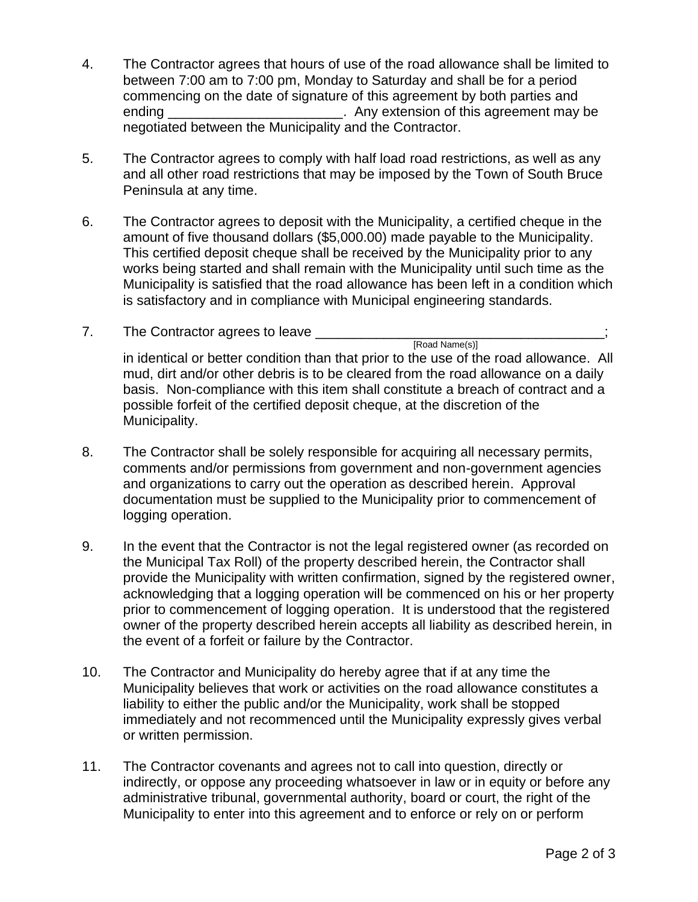4. The Contractor agrees that hours of use of the road allowance shall be limited to between 7:00 am to 7:00 pm, Monday to Saturday and shall be for a period commencing on the date of signature of this agreement by both parties and ending _______________________. Any extension of this agreement may be negotiated between the Municipality and the Contractor.

5. The Contractor agrees to comply with half load road restrictions, as well as any and all other road restrictions that may be imposed by the Town of South Bruce Peninsula at any time.

6. The Contractor agrees to deposit with the Municipality, a certified cheque in the amount of five thousand dollars ($5,000.00) made payable to the Municipality. This certified deposit cheque shall be received by the Municipality prior to any works being started and shall remain with the Municipality until such time as the Municipality is satisfied that the road allowance has been left in a condition which is satisfactory and in compliance with Municipal engineering standards.

7. The Contractor agrees to leave _______________________________________;
   [Road Name(s)]
   in identical or better condition than that prior to the use of the road allowance. All mud, dirt and/or other debris is to be cleared from the road allowance on a daily basis. Non-compliance with this item shall constitute a breach of contract and a possible forfeit of the certified deposit cheque, at the discretion of the Municipality.

8. The Contractor shall be solely responsible for acquiring all necessary permits, comments and/or permissions from government and non-government agencies and organizations to carry out the operation as described herein. Approval documentation must be supplied to the Municipality prior to commencement of logging operation.

9. In the event that the Contractor is not the legal registered owner (as recorded on the Municipal Tax Roll) of the property described herein, the Contractor shall provide the Municipality with written confirmation, signed by the registered owner, acknowledging that a logging operation will be commenced on his or her property prior to commencement of logging operation. It is understood that the registered owner of the property described herein accepts all liability as described herein, in the event of a forfeit or failure by the Contractor.

10. The Contractor and Municipality do hereby agree that if at any time the Municipality believes that work or activities on the road allowance constitutes a liability to either the public and/or the Municipality, work shall be stopped immediately and not recommenced until the Municipality expressly gives verbal or written permission.

11. The Contractor covenants and agrees not to call into question, directly or indirectly, or oppose any proceeding whatsoever in law or in equity or before any administrative tribunal, governmental authority, board or court, the right of the Municipality to enter into this agreement and to enforce or rely on or perform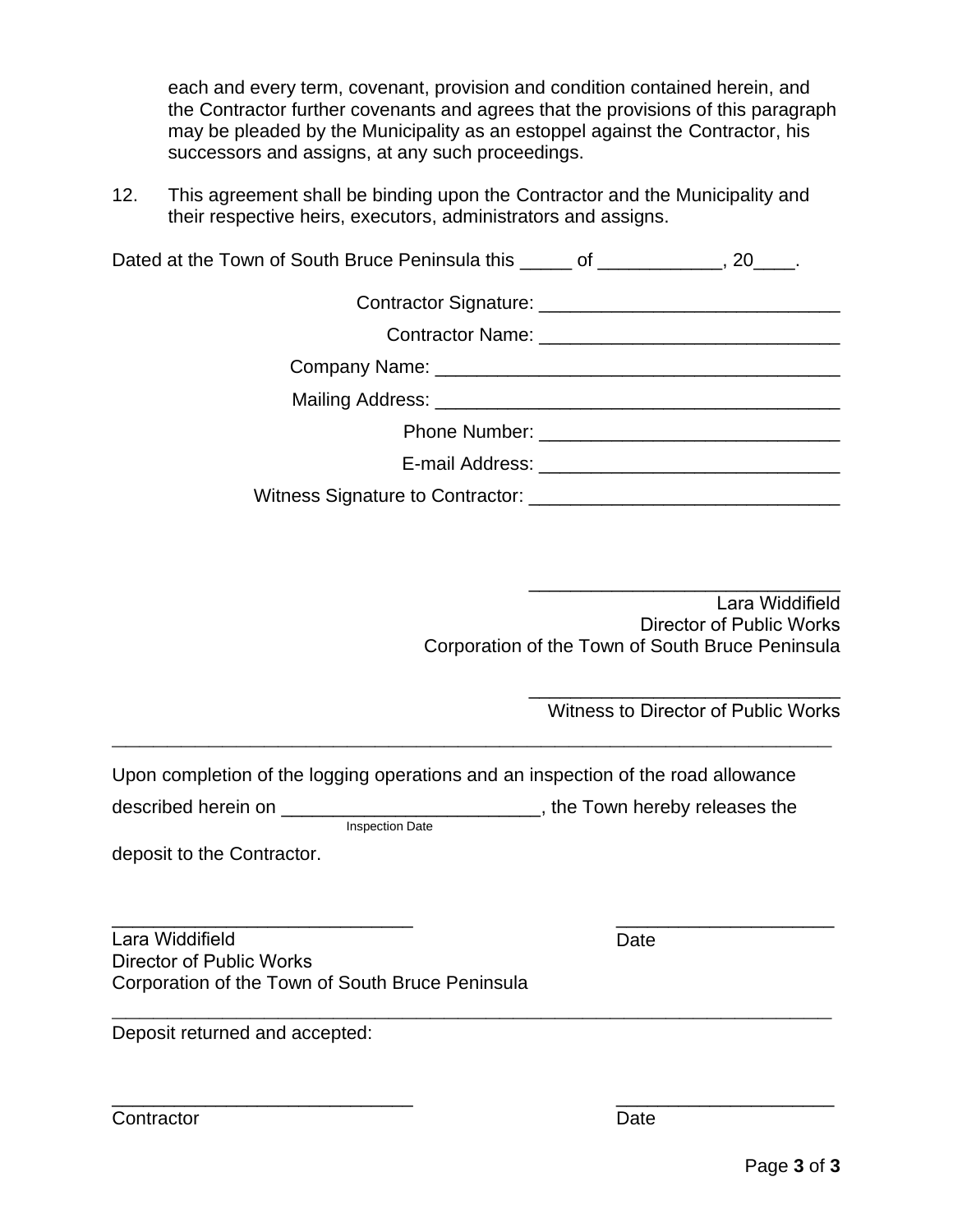each and every term, covenant, provision and condition contained herein, and the Contractor further covenants and agrees that the provisions of this paragraph may be pleaded by the Municipality as an estoppel against the Contractor, his successors and assigns, at any such proceedings.

12. This agreement shall be binding upon the Contractor and the Municipality and their respective heirs, executors, administrators and assigns.

Dated at the Town of South Bruce Peninsula this _____ of ____________, 20____.

Contractor Signature: ______________________________

Contractor Name: ______________________________

Company Name: ________________________________________

Mailing Address: ________________________________________

Phone Number: ______________________________

E-mail Address: ______________________________

Witness Signature to Contractor: _______________________________

_______________________________
Lara Widdifield
Director of Public Works
Corporation of the Town of South Bruce Peninsula

_______________________________
Witness to Director of Public Works

---

Upon completion of the logging operations and an inspection of the road allowance described herein on _________________________ (Inspection Date), the Town hereby releases the deposit to the Contractor.

______________________________ ______________________
Lara Widdifield Date
Director of Public Works
Corporation of the Town of South Bruce Peninsula

---

Deposit returned and accepted:

______________________________ ______________________
Contractor Date